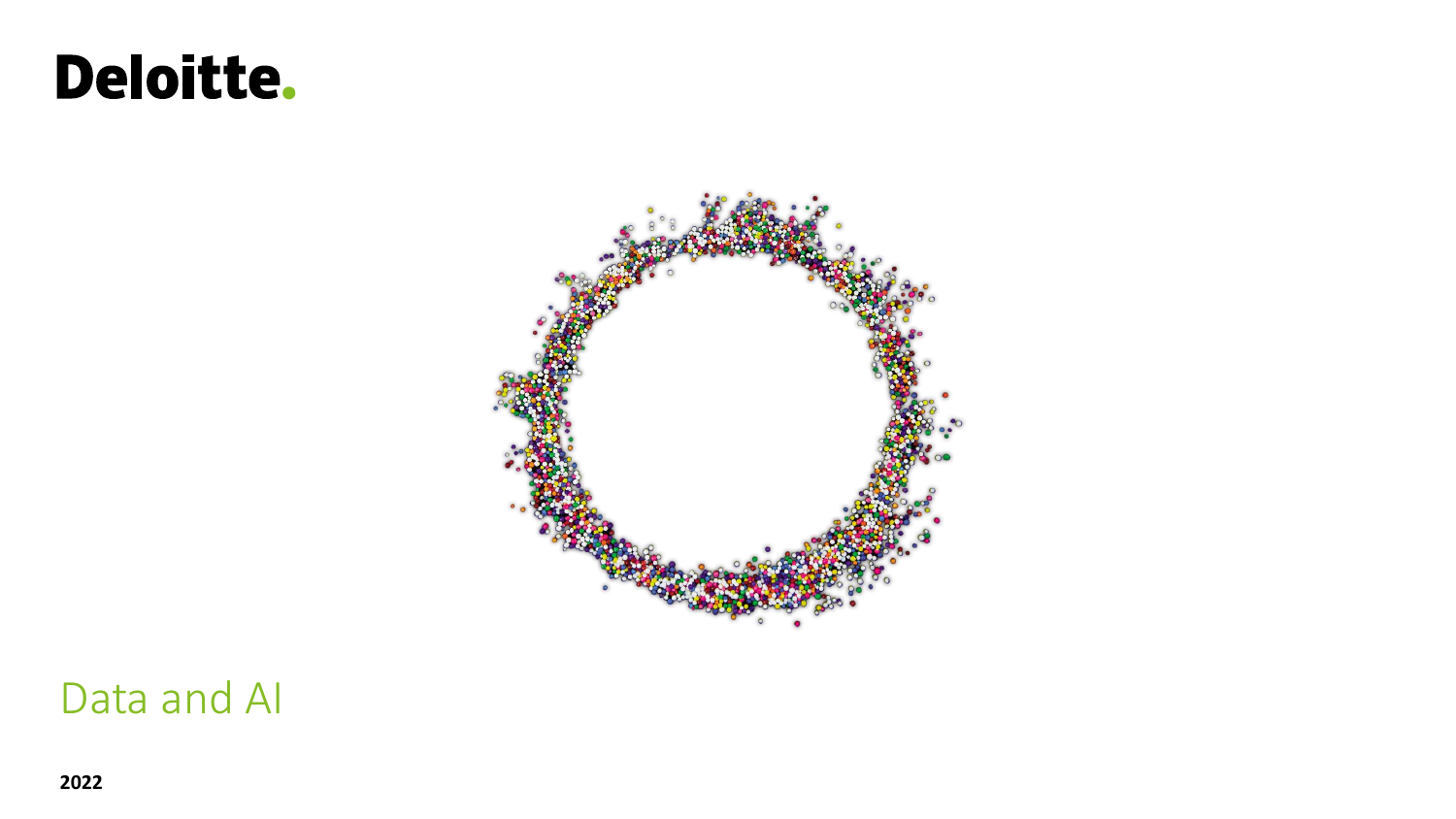Deloitte.

# Data and AI

**2022**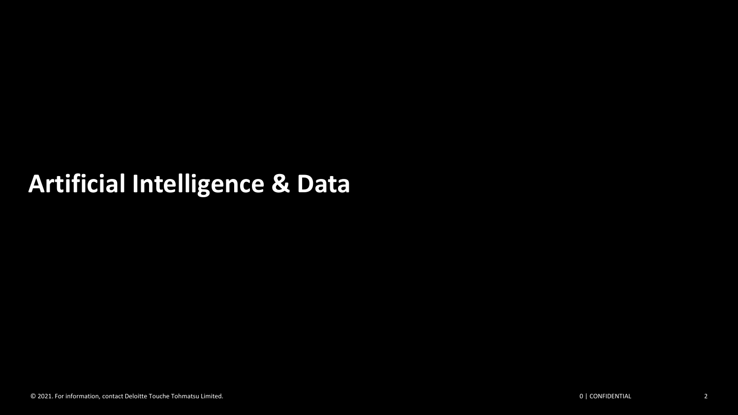# Artificial Intelligence & Data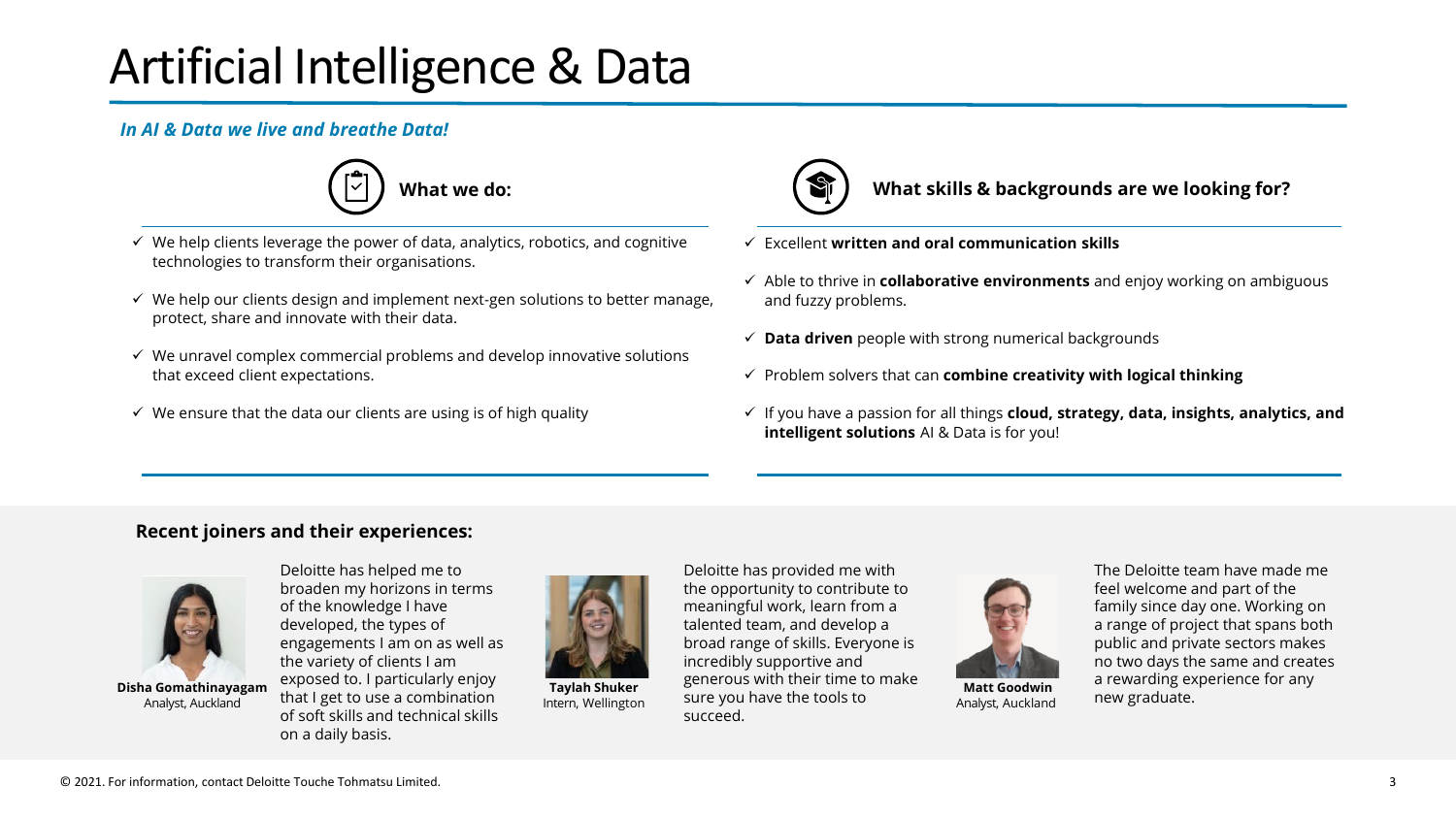# Artificial Intelligence & Data

***In AI & Data we live and breathe Data!***

## What we do:

- ✓ We help clients leverage the power of data, analytics, robotics, and cognitive technologies to transform their organisations.
- ✓ We help our clients design and implement next-gen solutions to better manage, protect, share and innovate with their data.
- ✓ We unravel complex commercial problems and develop innovative solutions that exceed client expectations.
- ✓ We ensure that the data our clients are using is of high quality

## What skills & backgrounds are we looking for?

- ✓ Excellent **written and oral communication skills**
- ✓ Able to thrive in **collaborative environments** and enjoy working on ambiguous and fuzzy problems.
- ✓ **Data driven** people with strong numerical backgrounds
- ✓ Problem solvers that can **combine creativity with logical thinking**
- ✓ If you have a passion for all things **cloud, strategy, data, insights, analytics, and intelligent solutions** AI & Data is for you!

## Recent joiners and their experiences:

**Disha Gomathinayagam**
Analyst, Auckland

Deloitte has helped me to broaden my horizons in terms of the knowledge I have developed, the types of engagements I am on as well as the variety of clients I am exposed to. I particularly enjoy that I get to use a combination of soft skills and technical skills on a daily basis.

**Taylah Shuker**
Intern, Wellington

Deloitte has provided me with the opportunity to contribute to meaningful work, learn from a talented team, and develop a broad range of skills. Everyone is incredibly supportive and generous with their time to make sure you have the tools to succeed.

**Matt Goodwin**
Analyst, Auckland

The Deloitte team have made me feel welcome and part of the family since day one. Working on a range of project that spans both public and private sectors makes no two days the same and creates a rewarding experience for any new graduate.

© 2021. For information, contact Deloitte Touche Tohmatsu Limited.